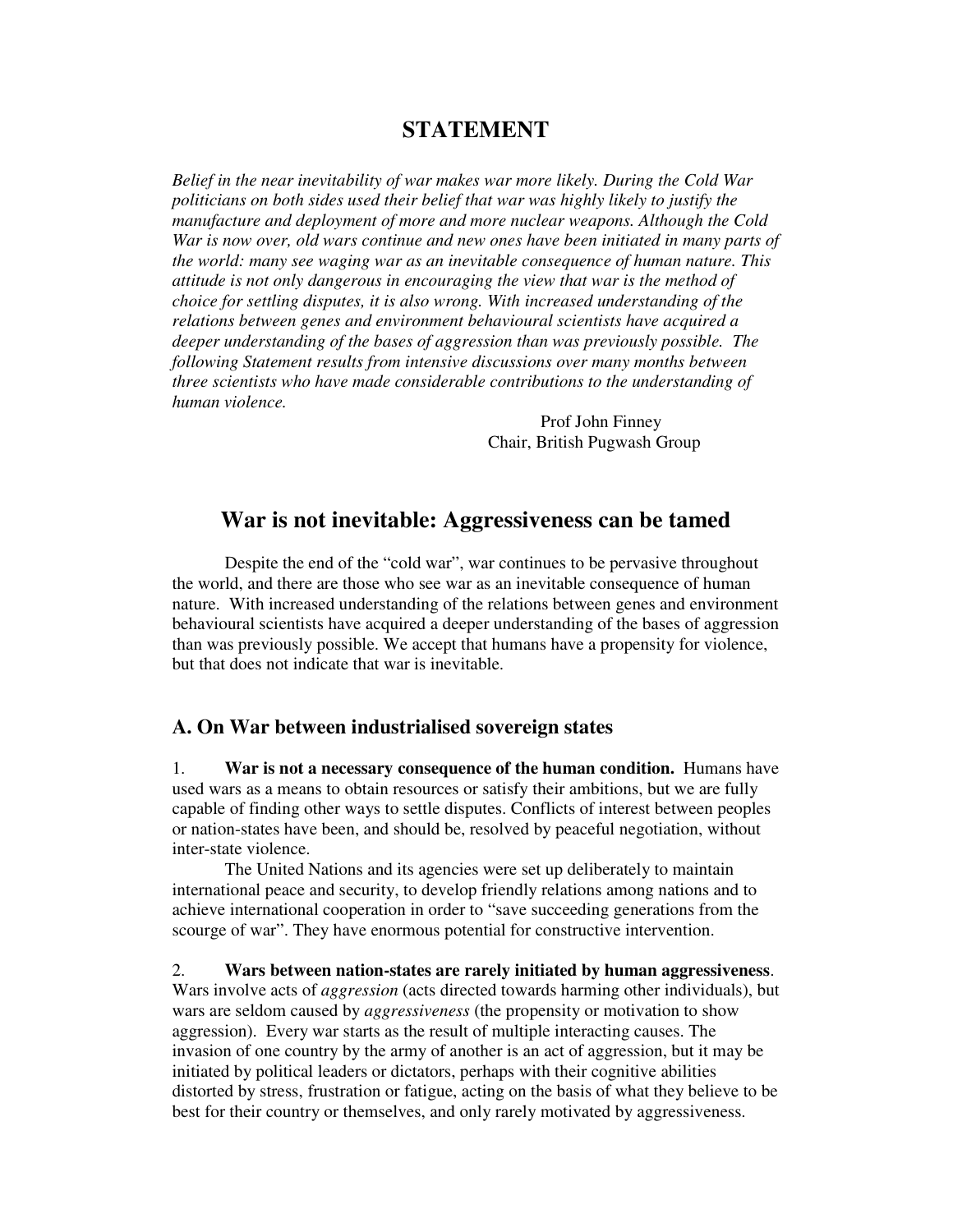# STATEMENT

*Belief in the near inevitability of war makes war more likely. During the Cold War politicians on both sides used their belief that war was highly likely to justify the manufacture and deployment of more and more nuclear weapons. Although the Cold War is now over, old wars continue and new ones have been initiated in many parts of the world: many see waging war as an inevitable consequence of human nature. This attitude is not only dangerous in encouraging the view that war is the method of choice for settling disputes, it is also wrong. With increased understanding of the relations between genes and environment behavioural scientists have acquired a deeper understanding of the bases of aggression than was previously possible. The following Statement results from intensive discussions over many months between three scientists who have made considerable contributions to the understanding of human violence.*

Prof John Finney
Chair, British Pugwash Group

## War is not inevitable: Aggressiveness can be tamed

Despite the end of the "cold war", war continues to be pervasive throughout the world, and there are those who see war as an inevitable consequence of human nature. With increased understanding of the relations between genes and environment behavioural scientists have acquired a deeper understanding of the bases of aggression than was previously possible. We accept that humans have a propensity for violence, but that does not indicate that war is inevitable.

### A. On War between industrialised sovereign states

1. **War is not a necessary consequence of the human condition.** Humans have used wars as a means to obtain resources or satisfy their ambitions, but we are fully capable of finding other ways to settle disputes. Conflicts of interest between peoples or nation-states have been, and should be, resolved by peaceful negotiation, without inter-state violence.

   The United Nations and its agencies were set up deliberately to maintain international peace and security, to develop friendly relations among nations and to achieve international cooperation in order to "save succeeding generations from the scourge of war". They have enormous potential for constructive intervention.

2. **Wars between nation-states are rarely initiated by human aggressiveness**. Wars involve acts of *aggression* (acts directed towards harming other individuals), but wars are seldom caused by *aggressiveness* (the propensity or motivation to show aggression). Every war starts as the result of multiple interacting causes. The invasion of one country by the army of another is an act of aggression, but it may be initiated by political leaders or dictators, perhaps with their cognitive abilities distorted by stress, frustration or fatigue, acting on the basis of what they believe to be best for their country or themselves, and only rarely motivated by aggressiveness.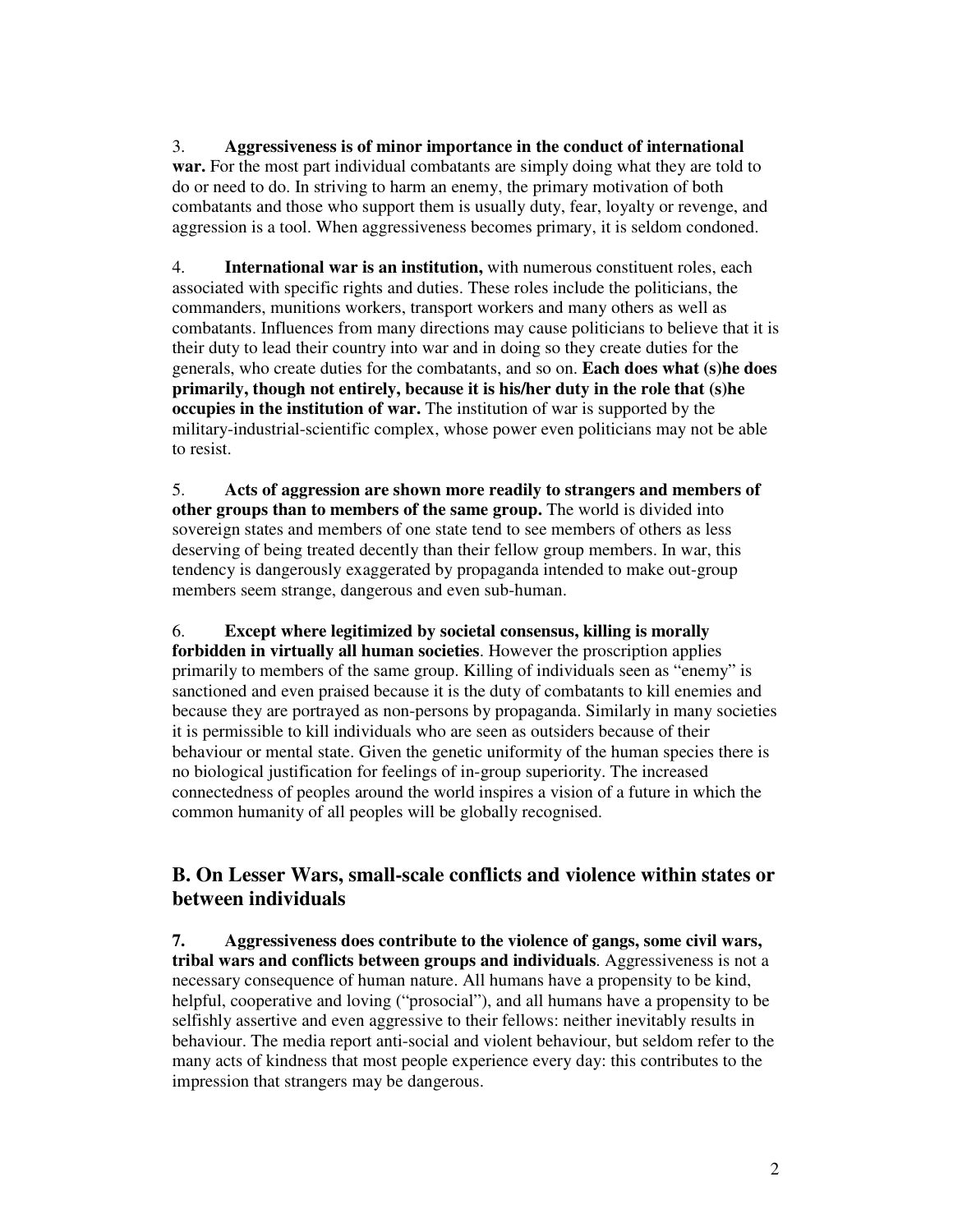3. **Aggressiveness is of minor importance in the conduct of international war.** For the most part individual combatants are simply doing what they are told to do or need to do. In striving to harm an enemy, the primary motivation of both combatants and those who support them is usually duty, fear, loyalty or revenge, and aggression is a tool. When aggressiveness becomes primary, it is seldom condoned.

4. **International war is an institution,** with numerous constituent roles, each associated with specific rights and duties. These roles include the politicians, the commanders, munitions workers, transport workers and many others as well as combatants. Influences from many directions may cause politicians to believe that it is their duty to lead their country into war and in doing so they create duties for the generals, who create duties for the combatants, and so on. **Each does what (s)he does primarily, though not entirely, because it is his/her duty in the role that (s)he occupies in the institution of war.** The institution of war is supported by the military-industrial-scientific complex, whose power even politicians may not be able to resist.

5. **Acts of aggression are shown more readily to strangers and members of other groups than to members of the same group.** The world is divided into sovereign states and members of one state tend to see members of others as less deserving of being treated decently than their fellow group members. In war, this tendency is dangerously exaggerated by propaganda intended to make out-group members seem strange, dangerous and even sub-human.

6. **Except where legitimized by societal consensus, killing is morally forbidden in virtually all human societies**. However the proscription applies primarily to members of the same group. Killing of individuals seen as "enemy" is sanctioned and even praised because it is the duty of combatants to kill enemies and because they are portrayed as non-persons by propaganda. Similarly in many societies it is permissible to kill individuals who are seen as outsiders because of their behaviour or mental state. Given the genetic uniformity of the human species there is no biological justification for feelings of in-group superiority. The increased connectedness of peoples around the world inspires a vision of a future in which the common humanity of all peoples will be globally recognised.

## B. On Lesser Wars, small-scale conflicts and violence within states or between individuals

**7. Aggressiveness does contribute to the violence of gangs, some civil wars, tribal wars and conflicts between groups and individuals**. Aggressiveness is not a necessary consequence of human nature. All humans have a propensity to be kind, helpful, cooperative and loving ("prosocial"), and all humans have a propensity to be selfishly assertive and even aggressive to their fellows: neither inevitably results in behaviour. The media report anti-social and violent behaviour, but seldom refer to the many acts of kindness that most people experience every day: this contributes to the impression that strangers may be dangerous.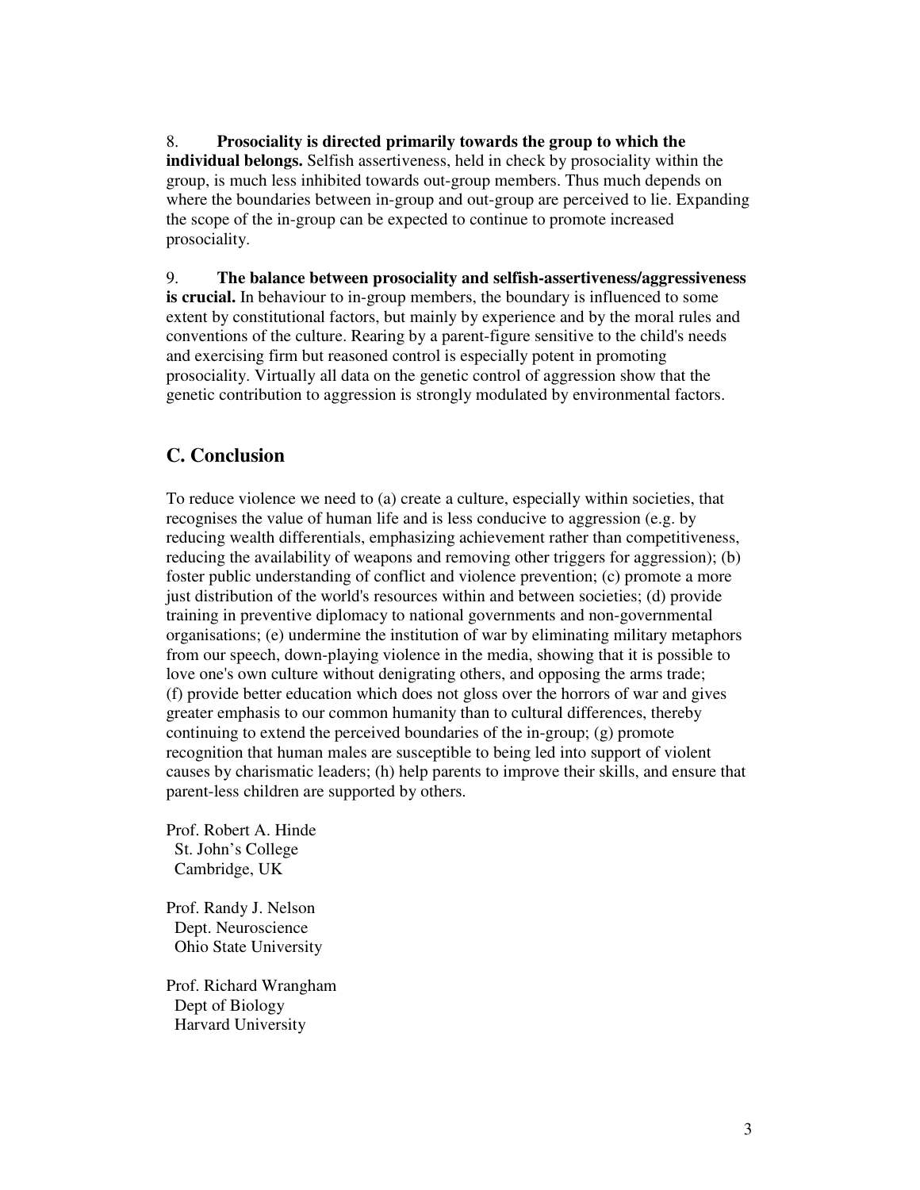8. **Prosociality is directed primarily towards the group to which the individual belongs.** Selfish assertiveness, held in check by prosociality within the group, is much less inhibited towards out-group members. Thus much depends on where the boundaries between in-group and out-group are perceived to lie. Expanding the scope of the in-group can be expected to continue to promote increased prosociality.

9. **The balance between prosociality and selfish-assertiveness/aggressiveness is crucial.** In behaviour to in-group members, the boundary is influenced to some extent by constitutional factors, but mainly by experience and by the moral rules and conventions of the culture. Rearing by a parent-figure sensitive to the child's needs and exercising firm but reasoned control is especially potent in promoting prosociality. Virtually all data on the genetic control of aggression show that the genetic contribution to aggression is strongly modulated by environmental factors.

## C. Conclusion

To reduce violence we need to (a) create a culture, especially within societies, that recognises the value of human life and is less conducive to aggression (e.g. by reducing wealth differentials, emphasizing achievement rather than competitiveness, reducing the availability of weapons and removing other triggers for aggression); (b) foster public understanding of conflict and violence prevention; (c) promote a more just distribution of the world's resources within and between societies; (d) provide training in preventive diplomacy to national governments and non-governmental organisations; (e) undermine the institution of war by eliminating military metaphors from our speech, down-playing violence in the media, showing that it is possible to love one's own culture without denigrating others, and opposing the arms trade; (f) provide better education which does not gloss over the horrors of war and gives greater emphasis to our common humanity than to cultural differences, thereby continuing to extend the perceived boundaries of the in-group; (g) promote recognition that human males are susceptible to being led into support of violent causes by charismatic leaders; (h) help parents to improve their skills, and ensure that parent-less children are supported by others.

Prof. Robert A. Hinde
St. John's College
Cambridge, UK

Prof. Randy J. Nelson
Dept. Neuroscience
Ohio State University

Prof. Richard Wrangham
Dept of Biology
Harvard University